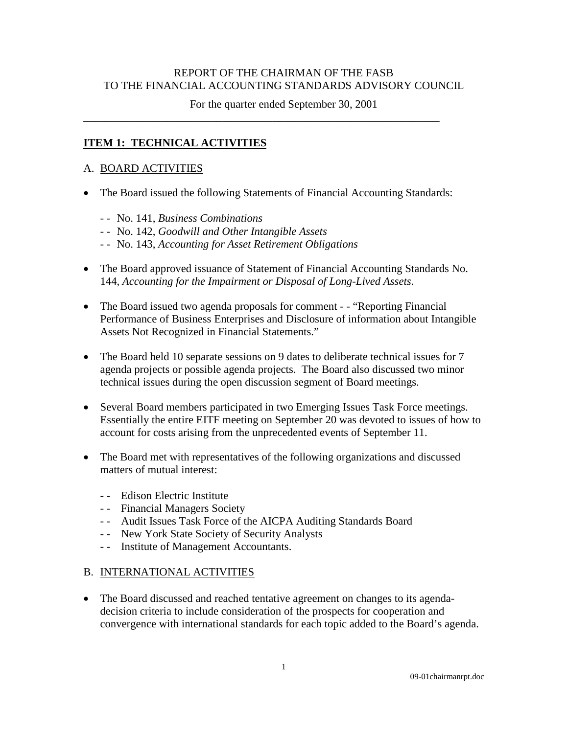REPORT OF THE CHAIRMAN OF THE FASB
TO THE FINANCIAL ACCOUNTING STANDARDS ADVISORY COUNCIL

For the quarter ended September 30, 2001

---

## ITEM 1: TECHNICAL ACTIVITIES

### A. BOARD ACTIVITIES

- The Board issued the following Statements of Financial Accounting Standards:
  - - No. 141, *Business Combinations*
  - - No. 142, *Goodwill and Other Intangible Assets*
  - - No. 143, *Accounting for Asset Retirement Obligations*

- The Board approved issuance of Statement of Financial Accounting Standards No. 144, *Accounting for the Impairment or Disposal of Long-Lived Assets*.

- The Board issued two agenda proposals for comment - - "Reporting Financial Performance of Business Enterprises and Disclosure of information about Intangible Assets Not Recognized in Financial Statements."

- The Board held 10 separate sessions on 9 dates to deliberate technical issues for 7 agenda projects or possible agenda projects. The Board also discussed two minor technical issues during the open discussion segment of Board meetings.

- Several Board members participated in two Emerging Issues Task Force meetings. Essentially the entire EITF meeting on September 20 was devoted to issues of how to account for costs arising from the unprecedented events of September 11.

- The Board met with representatives of the following organizations and discussed matters of mutual interest:
  - - Edison Electric Institute
  - - Financial Managers Society
  - - Audit Issues Task Force of the AICPA Auditing Standards Board
  - - New York State Society of Security Analysts
  - - Institute of Management Accountants.

### B. INTERNATIONAL ACTIVITIES

- The Board discussed and reached tentative agreement on changes to its agenda-decision criteria to include consideration of the prospects for cooperation and convergence with international standards for each topic added to the Board's agenda.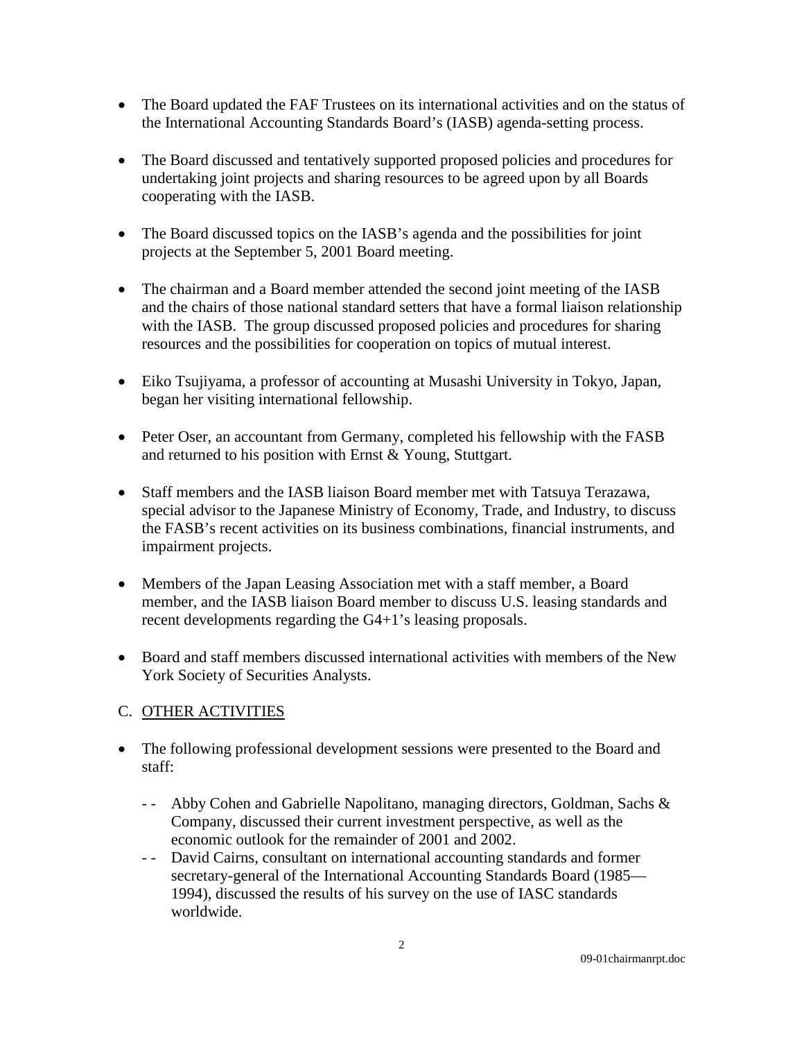- The Board updated the FAF Trustees on its international activities and on the status of the International Accounting Standards Board's (IASB) agenda-setting process.

- The Board discussed and tentatively supported proposed policies and procedures for undertaking joint projects and sharing resources to be agreed upon by all Boards cooperating with the IASB.

- The Board discussed topics on the IASB's agenda and the possibilities for joint projects at the September 5, 2001 Board meeting.

- The chairman and a Board member attended the second joint meeting of the IASB and the chairs of those national standard setters that have a formal liaison relationship with the IASB. The group discussed proposed policies and procedures for sharing resources and the possibilities for cooperation on topics of mutual interest.

- Eiko Tsujiyama, a professor of accounting at Musashi University in Tokyo, Japan, began her visiting international fellowship.

- Peter Oser, an accountant from Germany, completed his fellowship with the FASB and returned to his position with Ernst & Young, Stuttgart.

- Staff members and the IASB liaison Board member met with Tatsuya Terazawa, special advisor to the Japanese Ministry of Economy, Trade, and Industry, to discuss the FASB's recent activities on its business combinations, financial instruments, and impairment projects.

- Members of the Japan Leasing Association met with a staff member, a Board member, and the IASB liaison Board member to discuss U.S. leasing standards and recent developments regarding the G4+1's leasing proposals.

- Board and staff members discussed international activities with members of the New York Society of Securities Analysts.

C. <u>OTHER ACTIVITIES</u>

- The following professional development sessions were presented to the Board and staff:

  - - Abby Cohen and Gabrielle Napolitano, managing directors, Goldman, Sachs & Company, discussed their current investment perspective, as well as the economic outlook for the remainder of 2001 and 2002.
  - - David Cairns, consultant on international accounting standards and former secretary-general of the International Accounting Standards Board (1985—1994), discussed the results of his survey on the use of IASC standards worldwide.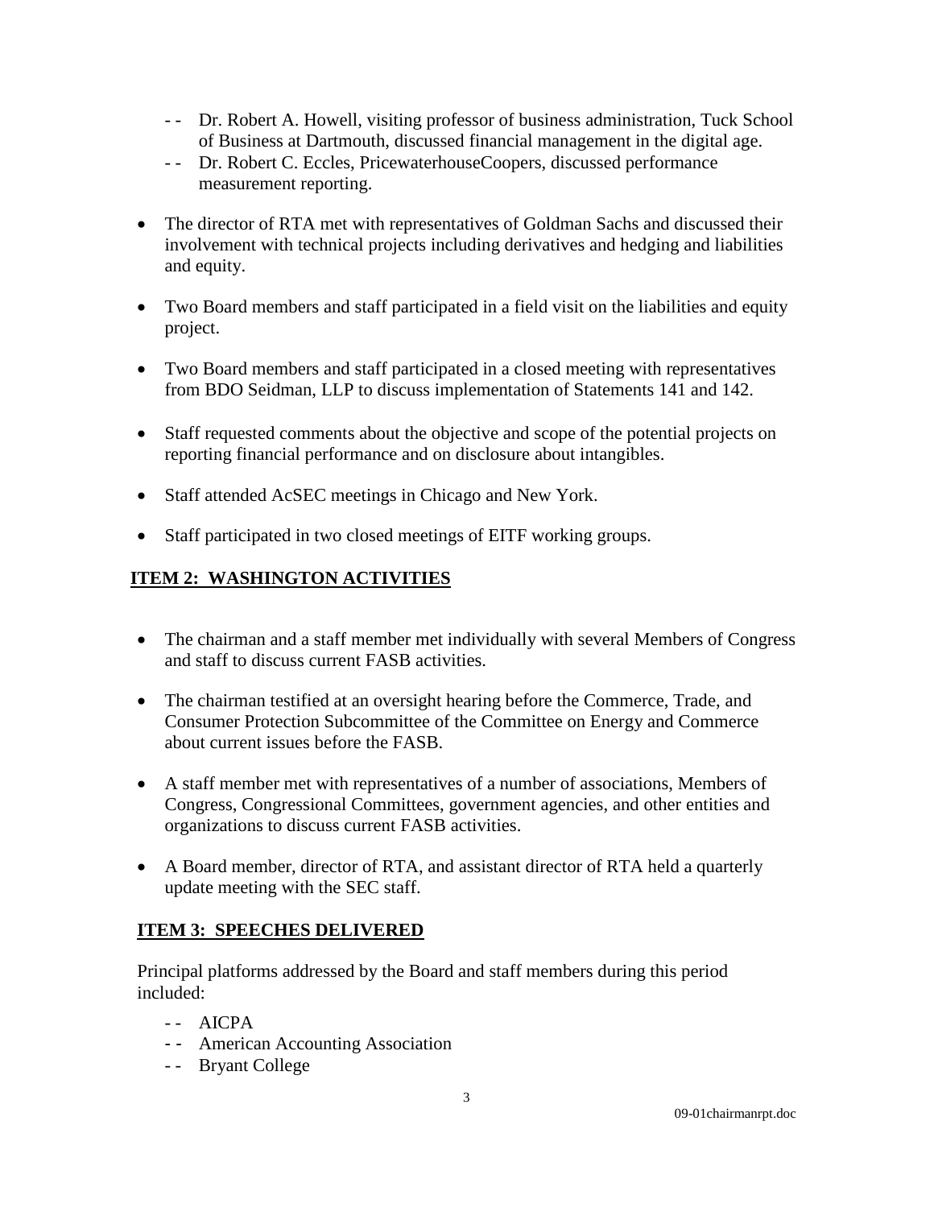- - Dr. Robert A. Howell, visiting professor of business administration, Tuck School of Business at Dartmouth, discussed financial management in the digital age.
- - Dr. Robert C. Eccles, PricewaterhouseCoopers, discussed performance measurement reporting.

- The director of RTA met with representatives of Goldman Sachs and discussed their involvement with technical projects including derivatives and hedging and liabilities and equity.

- Two Board members and staff participated in a field visit on the liabilities and equity project.

- Two Board members and staff participated in a closed meeting with representatives from BDO Seidman, LLP to discuss implementation of Statements 141 and 142.

- Staff requested comments about the objective and scope of the potential projects on reporting financial performance and on disclosure about intangibles.

- Staff attended AcSEC meetings in Chicago and New York.

- Staff participated in two closed meetings of EITF working groups.

## ITEM 2: WASHINGTON ACTIVITIES

- The chairman and a staff member met individually with several Members of Congress and staff to discuss current FASB activities.

- The chairman testified at an oversight hearing before the Commerce, Trade, and Consumer Protection Subcommittee of the Committee on Energy and Commerce about current issues before the FASB.

- A staff member met with representatives of a number of associations, Members of Congress, Congressional Committees, government agencies, and other entities and organizations to discuss current FASB activities.

- A Board member, director of RTA, and assistant director of RTA held a quarterly update meeting with the SEC staff.

## ITEM 3: SPEECHES DELIVERED

Principal platforms addressed by the Board and staff members during this period included:

- - AICPA
- - American Accounting Association
- - Bryant College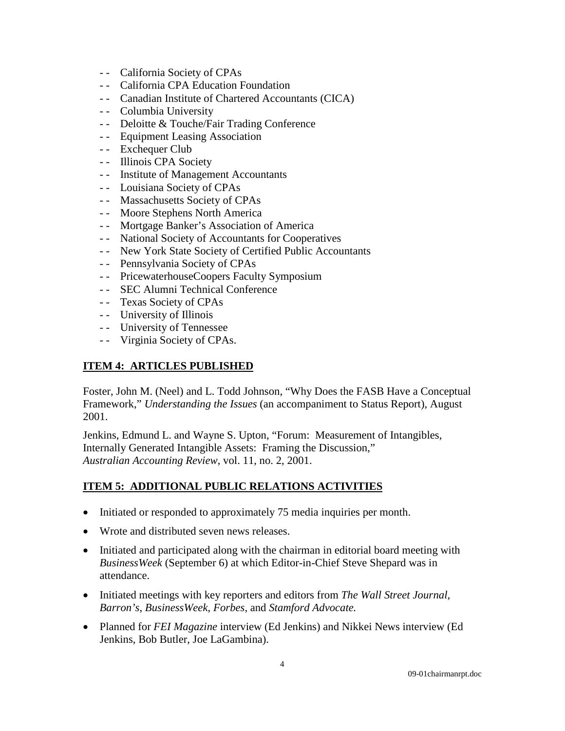- - California Society of CPAs
- - California CPA Education Foundation
- - Canadian Institute of Chartered Accountants (CICA)
- - Columbia University
- - Deloitte & Touche/Fair Trading Conference
- - Equipment Leasing Association
- - Exchequer Club
- - Illinois CPA Society
- - Institute of Management Accountants
- - Louisiana Society of CPAs
- - Massachusetts Society of CPAs
- - Moore Stephens North America
- - Mortgage Banker's Association of America
- - National Society of Accountants for Cooperatives
- - New York State Society of Certified Public Accountants
- - Pennsylvania Society of CPAs
- - PricewaterhouseCoopers Faculty Symposium
- - SEC Alumni Technical Conference
- - Texas Society of CPAs
- - University of Illinois
- - University of Tennessee
- - Virginia Society of CPAs.

## **ITEM 4: ARTICLES PUBLISHED**

Foster, John M. (Neel) and L. Todd Johnson, "Why Does the FASB Have a Conceptual Framework," *Understanding the Issues* (an accompaniment to Status Report), August 2001.

Jenkins, Edmund L. and Wayne S. Upton, "Forum: Measurement of Intangibles, Internally Generated Intangible Assets: Framing the Discussion," *Australian Accounting Review*, vol. 11, no. 2, 2001.

## **ITEM 5: ADDITIONAL PUBLIC RELATIONS ACTIVITIES**

- Initiated or responded to approximately 75 media inquiries per month.
- Wrote and distributed seven news releases.
- Initiated and participated along with the chairman in editorial board meeting with *BusinessWeek* (September 6) at which Editor-in-Chief Steve Shepard was in attendance.
- Initiated meetings with key reporters and editors from *The Wall Street Journal*, *Barron's*, *BusinessWeek*, *Forbes*, and *Stamford Advocate.*
- Planned for *FEI Magazine* interview (Ed Jenkins) and Nikkei News interview (Ed Jenkins, Bob Butler, Joe LaGambina).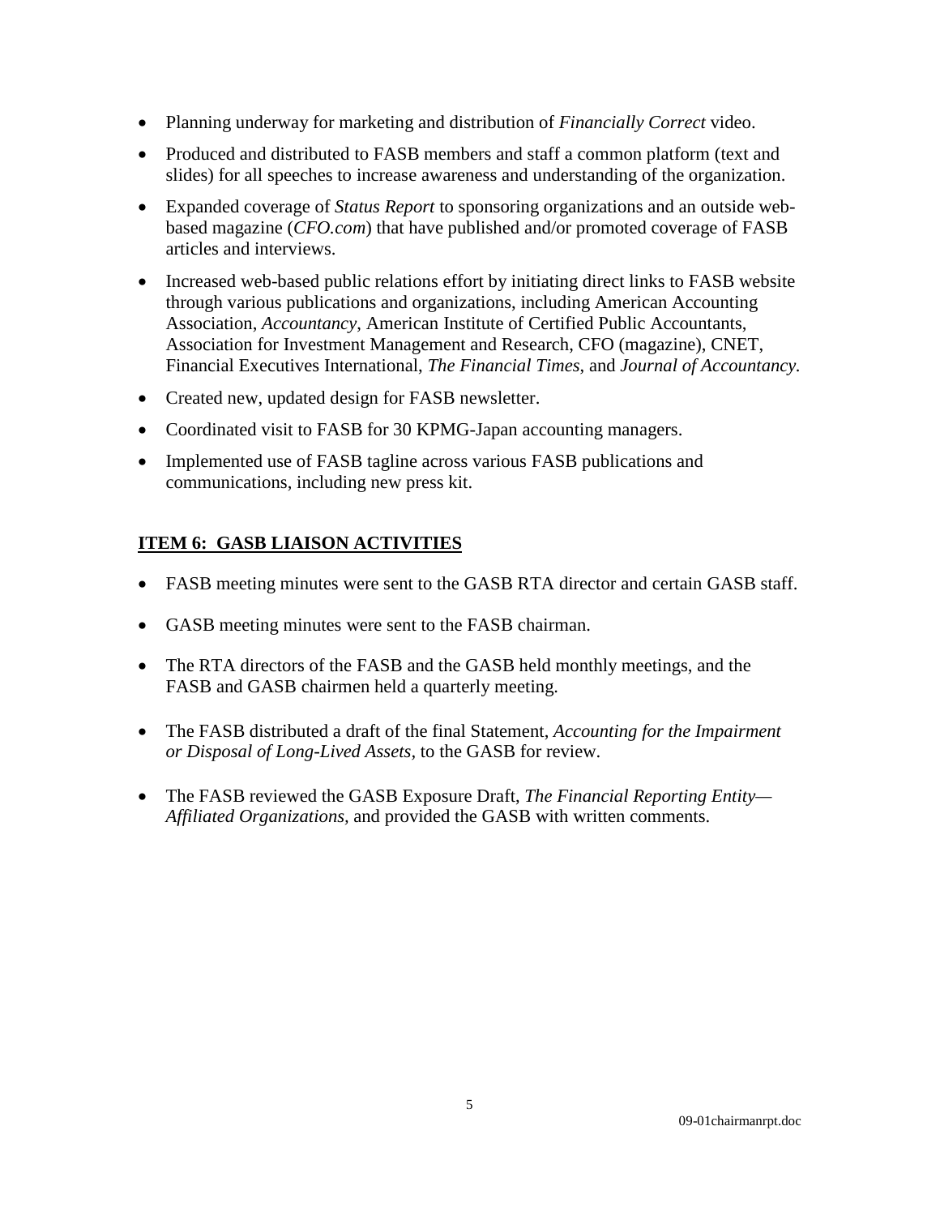- Planning underway for marketing and distribution of *Financially Correct* video.
- Produced and distributed to FASB members and staff a common platform (text and slides) for all speeches to increase awareness and understanding of the organization.
- Expanded coverage of *Status Report* to sponsoring organizations and an outside web-based magazine (*CFO.com*) that have published and/or promoted coverage of FASB articles and interviews.
- Increased web-based public relations effort by initiating direct links to FASB website through various publications and organizations, including American Accounting Association, *Accountancy,* American Institute of Certified Public Accountants, Association for Investment Management and Research, CFO (magazine), CNET, Financial Executives International, *The Financial Times*, and *Journal of Accountancy.*
- Created new, updated design for FASB newsletter.
- Coordinated visit to FASB for 30 KPMG-Japan accounting managers.
- Implemented use of FASB tagline across various FASB publications and communications, including new press kit.

## ITEM 6: GASB LIAISON ACTIVITIES

- FASB meeting minutes were sent to the GASB RTA director and certain GASB staff.
- GASB meeting minutes were sent to the FASB chairman.
- The RTA directors of the FASB and the GASB held monthly meetings, and the FASB and GASB chairmen held a quarterly meeting.
- The FASB distributed a draft of the final Statement, *Accounting for the Impairment or Disposal of Long-Lived Assets*, to the GASB for review.
- The FASB reviewed the GASB Exposure Draft, *The Financial Reporting Entity—Affiliated Organizations,* and provided the GASB with written comments.